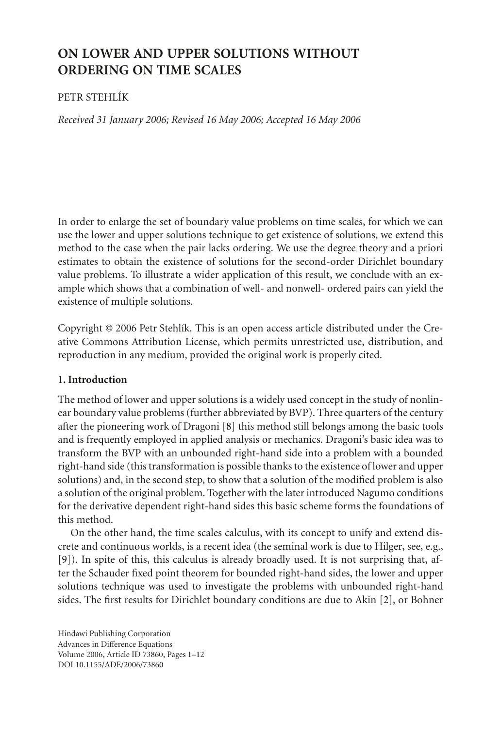# ON LOWER AND UPPER SOLUTIONS WITHOUT ORDERING ON TIME SCALES

PETR STEHLÍK

*Received 31 January 2006; Revised 16 May 2006; Accepted 16 May 2006*

In order to enlarge the set of boundary value problems on time scales, for which we can use the lower and upper solutions technique to get existence of solutions, we extend this method to the case when the pair lacks ordering. We use the degree theory and a priori estimates to obtain the existence of solutions for the second-order Dirichlet boundary value problems. To illustrate a wider application of this result, we conclude with an example which shows that a combination of well- and nonwell- ordered pairs can yield the existence of multiple solutions.

Copyright © 2006 Petr Stehlík. This is an open access article distributed under the Creative Commons Attribution License, which permits unrestricted use, distribution, and reproduction in any medium, provided the original work is properly cited.

## 1. Introduction

The method of lower and upper solutions is a widely used concept in the study of nonlinear boundary value problems (further abbreviated by BVP). Three quarters of the century after the pioneering work of Dragoni [8] this method still belongs among the basic tools and is frequently employed in applied analysis or mechanics. Dragoni's basic idea was to transform the BVP with an unbounded right-hand side into a problem with a bounded right-hand side (this transformation is possible thanks to the existence of lower and upper solutions) and, in the second step, to show that a solution of the modified problem is also a solution of the original problem. Together with the later introduced Nagumo conditions for the derivative dependent right-hand sides this basic scheme forms the foundations of this method.

On the other hand, the time scales calculus, with its concept to unify and extend discrete and continuous worlds, is a recent idea (the seminal work is due to Hilger, see, e.g., [9]). In spite of this, this calculus is already broadly used. It is not surprising that, after the Schauder fixed point theorem for bounded right-hand sides, the lower and upper solutions technique was used to investigate the problems with unbounded right-hand sides. The first results for Dirichlet boundary conditions are due to Akin [2], or Bohner

Hindawi Publishing Corporation
Advances in Difference Equations
Volume 2006, Article ID 73860, Pages 1–12
DOI 10.1155/ADE/2006/73860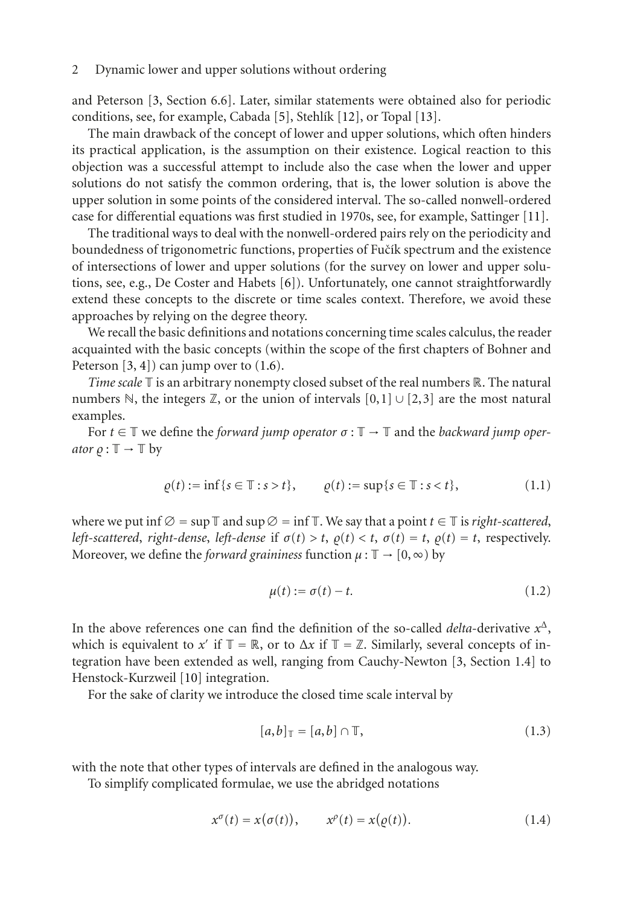and Peterson [3, Section 6.6]. Later, similar statements were obtained also for periodic conditions, see, for example, Cabada [5], Stehlík [12], or Topal [13].

The main drawback of the concept of lower and upper solutions, which often hinders its practical application, is the assumption on their existence. Logical reaction to this objection was a successful attempt to include also the case when the lower and upper solutions do not satisfy the common ordering, that is, the lower solution is above the upper solution in some points of the considered interval. The so-called nonwell-ordered case for differential equations was first studied in 1970s, see, for example, Sattinger [11].

The traditional ways to deal with the nonwell-ordered pairs rely on the periodicity and boundedness of trigonometric functions, properties of Fučík spectrum and the existence of intersections of lower and upper solutions (for the survey on lower and upper solutions, see, e.g., De Coster and Habets [6]). Unfortunately, one cannot straightforwardly extend these concepts to the discrete or time scales context. Therefore, we avoid these approaches by relying on the degree theory.

We recall the basic definitions and notations concerning time scales calculus, the reader acquainted with the basic concepts (within the scope of the first chapters of Bohner and Peterson [3, 4]) can jump over to (1.6).

*Time scale* $\mathbb{T}$ is an arbitrary nonempty closed subset of the real numbers $\mathbb{R}$. The natural numbers $\mathbb{N}$, the integers $\mathbb{Z}$, or the union of intervals $[0,1] \cup [2,3]$ are the most natural examples.

For $t \in \mathbb{T}$ we define the *forward jump operator* $\sigma : \mathbb{T} \to \mathbb{T}$ and the *backward jump operator* $\varrho : \mathbb{T} \to \mathbb{T}$ by

$$\varrho(t) := \inf\{s \in \mathbb{T} : s > t\}, \qquad \varrho(t) := \sup\{s \in \mathbb{T} : s < t\}, \tag{1.1}$$

where we put $\inf \emptyset = \sup \mathbb{T}$ and $\sup \emptyset = \inf \mathbb{T}$. We say that a point $t \in \mathbb{T}$ is *right-scattered*, *left-scattered*, *right-dense*, *left-dense* if $\sigma(t) > t$, $\varrho(t) < t$, $\sigma(t) = t$, $\varrho(t) = t$, respectively. Moreover, we define the *forward graininess* function $\mu : \mathbb{T} \to [0,\infty)$ by

$$\mu(t) := \sigma(t) - t. \tag{1.2}$$

In the above references one can find the definition of the so-called *delta*-derivative $x^{\Delta}$, which is equivalent to $x'$ if $\mathbb{T} = \mathbb{R}$, or to $\Delta x$ if $\mathbb{T} = \mathbb{Z}$. Similarly, several concepts of integration have been extended as well, ranging from Cauchy-Newton [3, Section 1.4] to Henstock-Kurzweil [10] integration.

For the sake of clarity we introduce the closed time scale interval by

$$[a,b]_{\mathbb{T}} = [a,b] \cap \mathbb{T}, \tag{1.3}$$

with the note that other types of intervals are defined in the analogous way.

To simplify complicated formulae, we use the abridged notations

$$x^{\sigma}(t) = x(\sigma(t)), \qquad x^{\rho}(t) = x(\varrho(t)). \tag{1.4}$$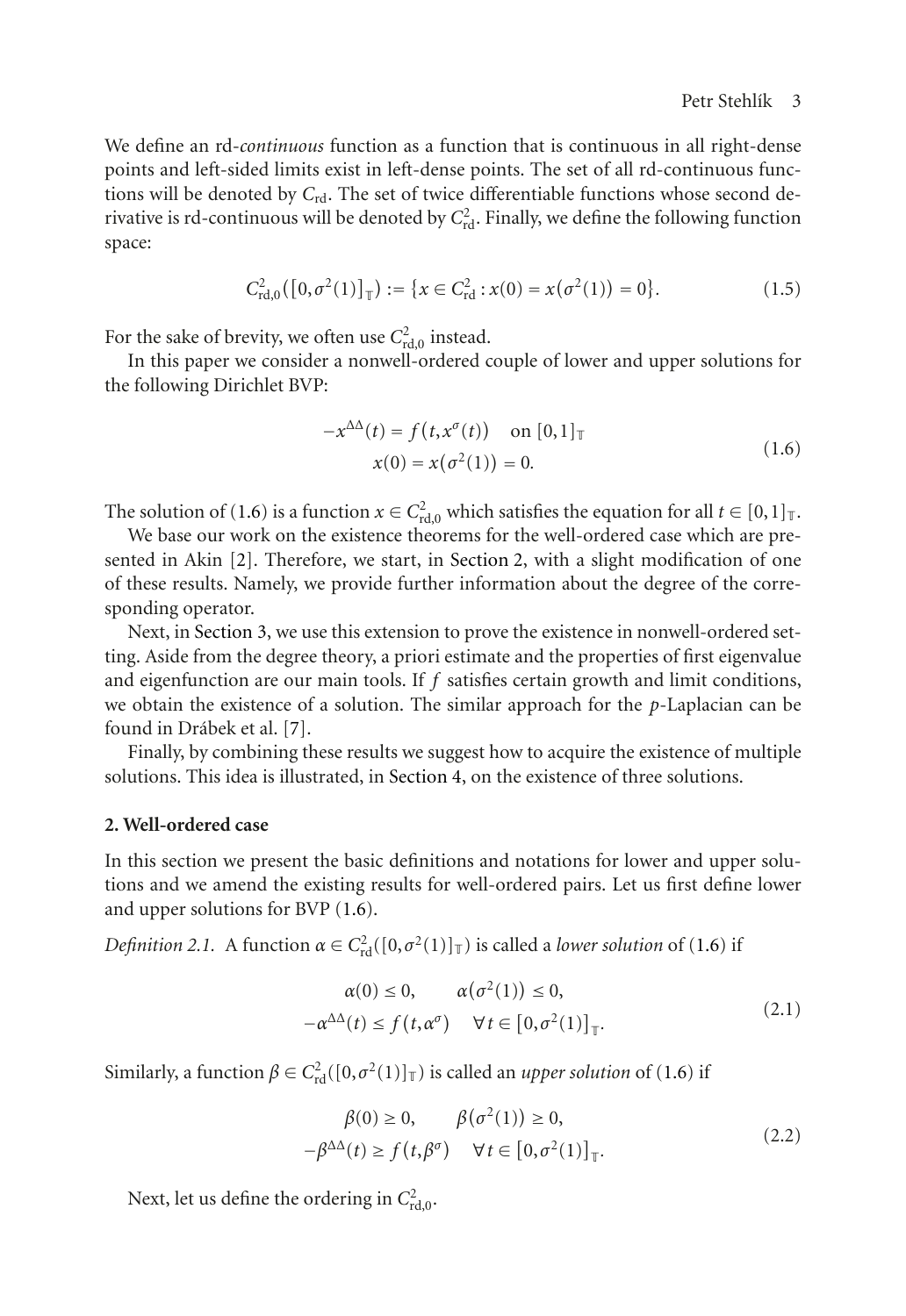We define an rd-*continuous* function as a function that is continuous in all right-dense points and left-sided limits exist in left-dense points. The set of all rd-continuous functions will be denoted by $C_{\text{rd}}$. The set of twice differentiable functions whose second derivative is rd-continuous will be denoted by $C^2_{\text{rd}}$. Finally, we define the following function space:

$$C^2_{\text{rd},0}([0,\sigma^2(1)]_{\mathbb{T}}) := \{x \in C^2_{\text{rd}} : x(0) = x(\sigma^2(1)) = 0\}. \tag{1.5}$$

For the sake of brevity, we often use $C^2_{\text{rd},0}$ instead.

In this paper we consider a nonwell-ordered couple of lower and upper solutions for the following Dirichlet BVP:

$$\begin{gathered} -x^{\Delta\Delta}(t) = f(t, x^{\sigma}(t)) \quad \text{on } [0,1]_{\mathbb{T}} \\ x(0) = x(\sigma^2(1)) = 0. \end{gathered} \tag{1.6}$$

The solution of (1.6) is a function $x \in C^2_{\text{rd},0}$ which satisfies the equation for all $t \in [0,1]_{\mathbb{T}}$.

We base our work on the existence theorems for the well-ordered case which are presented in Akin [2]. Therefore, we start, in Section 2, with a slight modification of one of these results. Namely, we provide further information about the degree of the corresponding operator.

Next, in Section 3, we use this extension to prove the existence in nonwell-ordered setting. Aside from the degree theory, a priori estimate and the properties of first eigenvalue and eigenfunction are our main tools. If $f$ satisfies certain growth and limit conditions, we obtain the existence of a solution. The similar approach for the $p$-Laplacian can be found in Drábek et al. [7].

Finally, by combining these results we suggest how to acquire the existence of multiple solutions. This idea is illustrated, in Section 4, on the existence of three solutions.

## 2. Well-ordered case

In this section we present the basic definitions and notations for lower and upper solutions and we amend the existing results for well-ordered pairs. Let us first define lower and upper solutions for BVP (1.6).

*Definition 2.1.* A function $\alpha \in C^2_{\text{rd}}([0,\sigma^2(1)]_{\mathbb{T}})$ is called a *lower solution* of (1.6) if

$$\begin{gathered} \alpha(0) \le 0, \qquad \alpha(\sigma^2(1)) \le 0, \\ -\alpha^{\Delta\Delta}(t) \le f(t, \alpha^{\sigma}) \quad \forall t \in [0,\sigma^2(1)]_{\mathbb{T}}. \end{gathered} \tag{2.1}$$

Similarly, a function $\beta \in C^2_{\text{rd}}([0,\sigma^2(1)]_{\mathbb{T}})$ is called an *upper solution* of (1.6) if

$$\begin{gathered} \beta(0) \ge 0, \qquad \beta(\sigma^2(1)) \ge 0, \\ -\beta^{\Delta\Delta}(t) \ge f(t, \beta^{\sigma}) \quad \forall t \in [0,\sigma^2(1)]_{\mathbb{T}}. \end{gathered} \tag{2.2}$$

Next, let us define the ordering in $C^2_{\text{rd},0}$.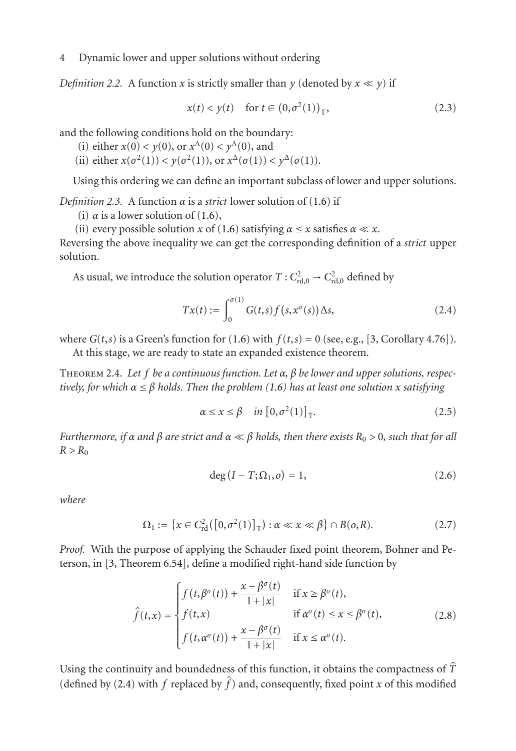*Definition 2.2.* A function $x$ is strictly smaller than $y$ (denoted by $x \ll y$) if

$$x(t) < y(t) \quad \text{for } t \in (0, \sigma^2(1))_{\mathbb{T}}, \tag{2.3}$$

and the following conditions hold on the boundary:

(i) either $x(0) < y(0)$, or $x^{\Delta}(0) < y^{\Delta}(0)$, and

(ii) either $x(\sigma^2(1)) < y(\sigma^2(1))$, or $x^{\Delta}(\sigma(1)) < y^{\Delta}(\sigma(1))$.

Using this ordering we can define an important subclass of lower and upper solutions.

*Definition 2.3.* A function $\alpha$ is a *strict* lower solution of (1.6) if

(i) $\alpha$ is a lower solution of (1.6),

(ii) every possible solution $x$ of (1.6) satisfying $\alpha \leq x$ satisfies $\alpha \ll x$.

Reversing the above inequality we can get the corresponding definition of a *strict* upper solution.

As usual, we introduce the solution operator $T : C^2_{\mathrm{rd},0} \to C^2_{\mathrm{rd},0}$ defined by

$$Tx(t) := \int_0^{\sigma(1)} G(t,s) f(s, x^{\sigma}(s)) \Delta s, \tag{2.4}$$

where $G(t,s)$ is a Green's function for (1.6) with $f(t,s) = 0$ (see, e.g., [3, Corollary 4.76]).

At this stage, we are ready to state an expanded existence theorem.

Theorem 2.4. *Let $f$ be a continuous function. Let $\alpha$, $\beta$ be lower and upper solutions, respectively, for which $\alpha \leq \beta$ holds. Then the problem (1.6) has at least one solution $x$ satisfying*

$$\alpha \leq x \leq \beta \quad \text{in } [0, \sigma^2(1)]_{\mathbb{T}}. \tag{2.5}$$

*Furthermore, if $\alpha$ and $\beta$ are strict and $\alpha \ll \beta$ holds, then there exists $R_0 > 0$, such that for all $R > R_0$*

$$\deg(I - T; \Omega_1, o) = 1, \tag{2.6}$$

*where*

$$\Omega_1 := \{x \in C^2_{\mathrm{rd}}([0, \sigma^2(1)]_{\mathbb{T}}) : \alpha \ll x \ll \beta\} \cap B(o, R). \tag{2.7}$$

*Proof.* With the purpose of applying the Schauder fixed point theorem, Bohner and Peterson, in [3, Theorem 6.54], define a modified right-hand side function by

$$\hat{f}(t,x) = \begin{cases} f(t, \beta^{\sigma}(t)) + \dfrac{x - \beta^{\sigma}(t)}{1 + |x|} & \text{if } x \geq \beta^{\sigma}(t), \\ f(t,x) & \text{if } \alpha^{\sigma}(t) \leq x \leq \beta^{\sigma}(t), \\ f(t, \alpha^{\sigma}(t)) + \dfrac{x - \beta^{\sigma}(t)}{1 + |x|} & \text{if } x \leq \alpha^{\sigma}(t). \end{cases} \tag{2.8}$$

Using the continuity and boundedness of this function, it obtains the compactness of $\hat{T}$ (defined by (2.4) with $f$ replaced by $\hat{f}$) and, consequently, fixed point $x$ of this modified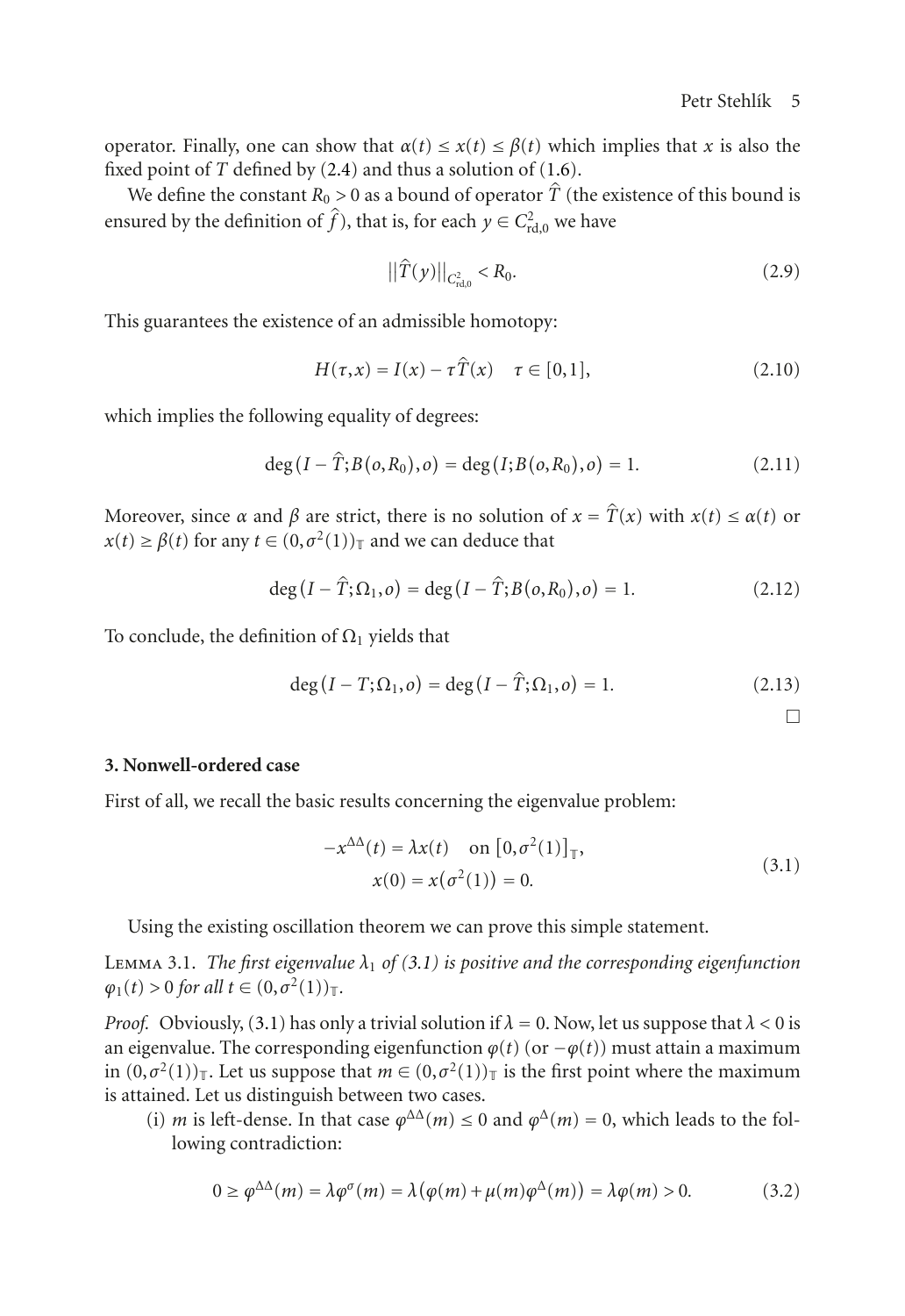operator. Finally, one can show that $\alpha(t) \leq x(t) \leq \beta(t)$ which implies that $x$ is also the fixed point of $T$ defined by (2.4) and thus a solution of (1.6).

We define the constant $R_0 > 0$ as a bound of operator $\widehat{T}$ (the existence of this bound is ensured by the definition of $\widehat{f}$), that is, for each $y \in C^2_{\mathrm{rd},0}$ we have

$$||\widehat{T}(y)||_{C^2_{\mathrm{rd},0}} < R_0. \tag{2.9}$$

This guarantees the existence of an admissible homotopy:

$$H(\tau, x) = I(x) - \tau \widehat{T}(x) \quad \tau \in [0,1], \tag{2.10}$$

which implies the following equality of degrees:

$$\deg\left(I - \widehat{T}; B(o, R_0), o\right) = \deg\left(I; B(o, R_0), o\right) = 1. \tag{2.11}$$

Moreover, since $\alpha$ and $\beta$ are strict, there is no solution of $x = \widehat{T}(x)$ with $x(t) \leq \alpha(t)$ or $x(t) \geq \beta(t)$ for any $t \in (0, \sigma^2(1))_{\mathbb{T}}$ and we can deduce that

$$\deg\left(I - \widehat{T}; \Omega_1, o\right) = \deg\left(I - \widehat{T}; B(o, R_0), o\right) = 1. \tag{2.12}$$

To conclude, the definition of $\Omega_1$ yields that

$$\deg\left(I - T; \Omega_1, o\right) = \deg\left(I - \widehat{T}; \Omega_1, o\right) = 1. \tag{2.13}$$

□

## 3. Nonwell-ordered case

First of all, we recall the basic results concerning the eigenvalue problem:

$$\begin{gathered} -x^{\Delta\Delta}(t) = \lambda x(t) \quad \text{on } \left[0, \sigma^2(1)\right]_{\mathbb{T}}, \\ x(0) = x\left(\sigma^2(1)\right) = 0. \end{gathered} \tag{3.1}$$

Using the existing oscillation theorem we can prove this simple statement.

Lemma 3.1. *The first eigenvalue $\lambda_1$ of (3.1) is positive and the corresponding eigenfunction $\varphi_1(t) > 0$ for all $t \in (0, \sigma^2(1))_{\mathbb{T}}$.*

*Proof.* Obviously, (3.1) has only a trivial solution if $\lambda = 0$. Now, let us suppose that $\lambda < 0$ is an eigenvalue. The corresponding eigenfunction $\varphi(t)$ (or $-\varphi(t)$) must attain a maximum in $(0, \sigma^2(1))_{\mathbb{T}}$. Let us suppose that $m \in (0, \sigma^2(1))_{\mathbb{T}}$ is the first point where the maximum is attained. Let us distinguish between two cases.

(i) $m$ is left-dense. In that case $\varphi^{\Delta\Delta}(m) \leq 0$ and $\varphi^{\Delta}(m) = 0$, which leads to the following contradiction:

$$0 \geq \varphi^{\Delta\Delta}(m) = \lambda \varphi^{\sigma}(m) = \lambda\left(\varphi(m) + \mu(m)\varphi^{\Delta}(m)\right) = \lambda \varphi(m) > 0. \tag{3.2}$$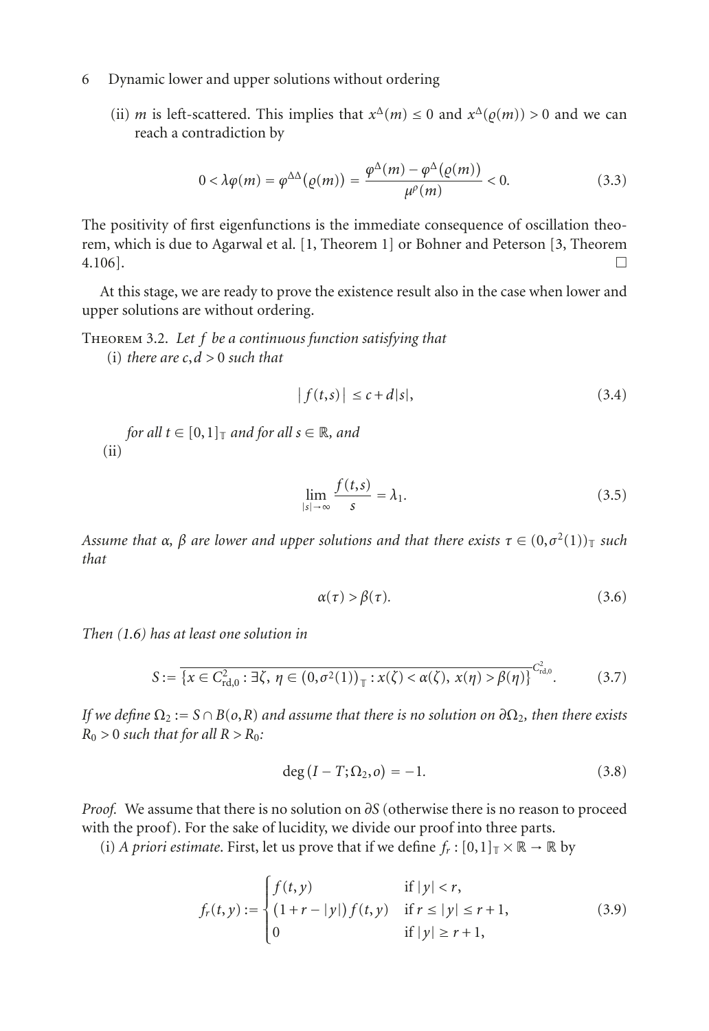(ii) $m$ is left-scattered. This implies that $x^\Delta(m) \le 0$ and $x^\Delta(\varrho(m)) > 0$ and we can reach a contradiction by

$$0 < \lambda\varphi(m) = \varphi^{\Delta\Delta}(\varrho(m)) = \frac{\varphi^\Delta(m) - \varphi^\Delta(\varrho(m))}{\mu^\rho(m)} < 0. \tag{3.3}$$

The positivity of first eigenfunctions is the immediate consequence of oscillation theorem, which is due to Agarwal et al. [1, Theorem 1] or Bohner and Peterson [3, Theorem 4.106]. $\square$

At this stage, we are ready to prove the existence result also in the case when lower and upper solutions are without ordering.

**Theorem 3.2.** *Let $f$ be a continuous function satisfying that*

(i) *there are $c, d > 0$ such that*

$$|f(t,s)| \le c + d|s|, \tag{3.4}$$

*for all $t \in [0,1]_{\mathbb{T}}$ and for all $s \in \mathbb{R}$, and*

(ii)

$$\lim_{|s|\to\infty} \frac{f(t,s)}{s} = \lambda_1. \tag{3.5}$$

*Assume that $\alpha$, $\beta$ are lower and upper solutions and that there exists $\tau \in (0,\sigma^2(1))_{\mathbb{T}}$ such that*

$$\alpha(\tau) > \beta(\tau). \tag{3.6}$$

*Then (1.6) has at least one solution in*

$$S := \overline{\left\{x \in C^2_{\mathrm{rd},0} : \exists \zeta,\ \eta \in (0,\sigma^2(1))_{\mathbb{T}} : x(\zeta) < \alpha(\zeta),\ x(\eta) > \beta(\eta)\right\}}^{C^2_{\mathrm{rd},0}}. \tag{3.7}$$

*If we define $\Omega_2 := S \cap B(o,R)$ and assume that there is no solution on $\partial\Omega_2$, then there exists $R_0 > 0$ such that for all $R > R_0$:*

$$\deg(I - T; \Omega_2, o) = -1. \tag{3.8}$$

*Proof.* We assume that there is no solution on $\partial S$ (otherwise there is no reason to proceed with the proof). For the sake of lucidity, we divide our proof into three parts.

(i) *A priori estimate*. First, let us prove that if we define $f_r : [0,1]_{\mathbb{T}} \times \mathbb{R} \to \mathbb{R}$ by

$$f_r(t,y) := \begin{cases} f(t,y) & \text{if } |y| < r, \\ (1 + r - |y|)f(t,y) & \text{if } r \le |y| \le r+1, \\ 0 & \text{if } |y| \ge r+1, \end{cases} \tag{3.9}$$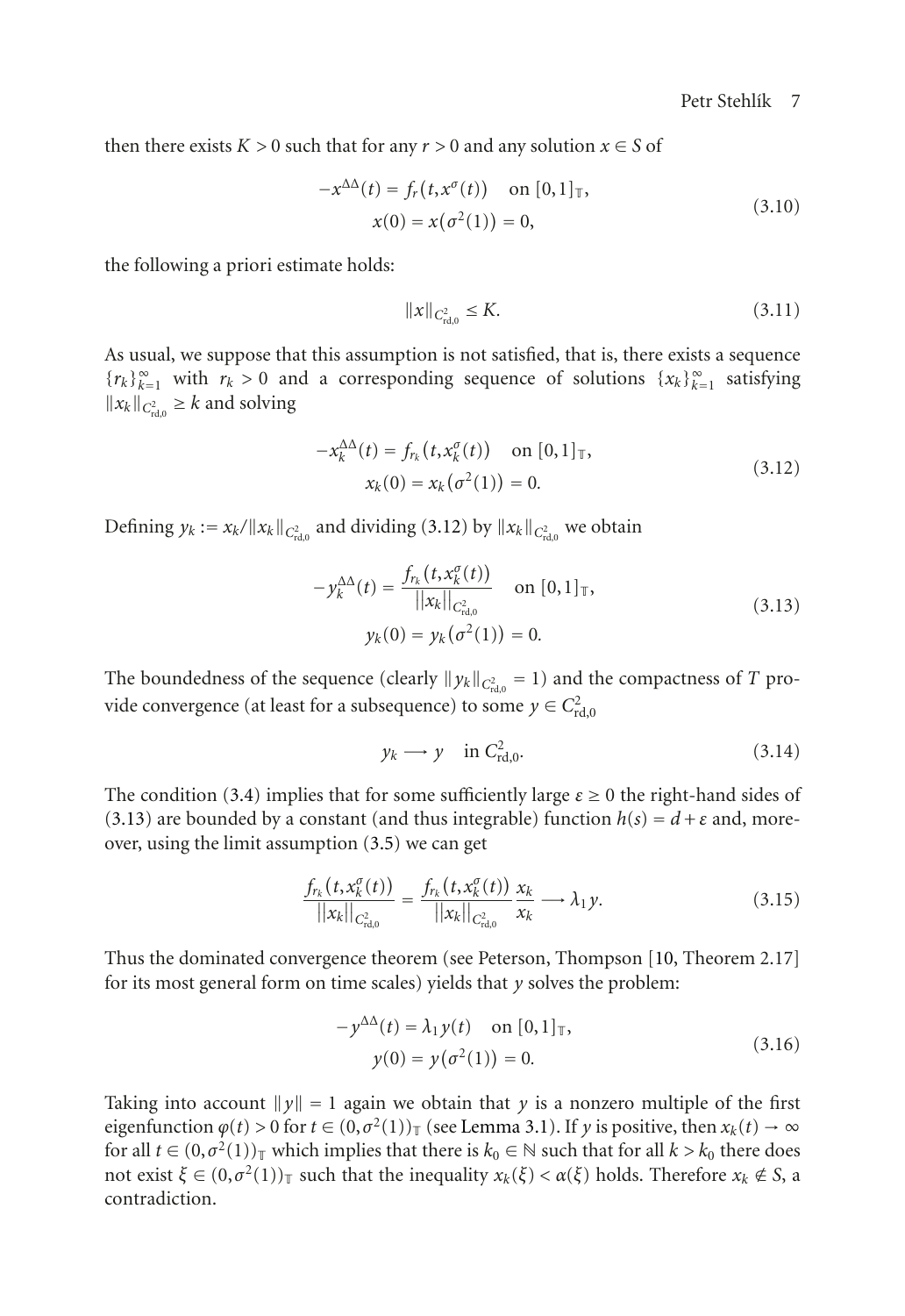then there exists $K > 0$ such that for any $r > 0$ and any solution $x \in S$ of

$$
\begin{gathered}
-x^{\Delta\Delta}(t) = f_r(t, x^\sigma(t)) \quad \text{on } [0,1]_{\mathbb{T}}, \\
x(0) = x(\sigma^2(1)) = 0,
\end{gathered}
\tag{3.10}
$$

the following a priori estimate holds:

$$
\|x\|_{C^2_{\text{rd},0}} \leq K. \tag{3.11}
$$

As usual, we suppose that this assumption is not satisfied, that is, there exists a sequence $\{r_k\}_{k=1}^\infty$ with $r_k > 0$ and a corresponding sequence of solutions $\{x_k\}_{k=1}^\infty$ satisfying $\|x_k\|_{C^2_{\text{rd},0}} \geq k$ and solving

$$
\begin{gathered}
-x_k^{\Delta\Delta}(t) = f_{r_k}(t, x_k^\sigma(t)) \quad \text{on } [0,1]_{\mathbb{T}}, \\
x_k(0) = x_k(\sigma^2(1)) = 0.
\end{gathered}
\tag{3.12}
$$

Defining $y_k := x_k / \|x_k\|_{C^2_{\text{rd},0}}$ and dividing (3.12) by $\|x_k\|_{C^2_{\text{rd},0}}$ we obtain

$$
\begin{gathered}
-y_k^{\Delta\Delta}(t) = \frac{f_{r_k}(t, x_k^\sigma(t))}{\|x_k\|_{C^2_{\text{rd},0}}} \quad \text{on } [0,1]_{\mathbb{T}}, \\
y_k(0) = y_k(\sigma^2(1)) = 0.
\end{gathered}
\tag{3.13}
$$

The boundedness of the sequence (clearly $\|y_k\|_{C^2_{\text{rd},0}} = 1$) and the compactness of $T$ provide convergence (at least for a subsequence) to some $y \in C^2_{\text{rd},0}$

$$
y_k \longrightarrow y \quad \text{in } C^2_{\text{rd},0}. \tag{3.14}
$$

The condition (3.4) implies that for some sufficiently large $\varepsilon \geq 0$ the right-hand sides of (3.13) are bounded by a constant (and thus integrable) function $h(s) = d + \varepsilon$ and, moreover, using the limit assumption (3.5) we can get

$$
\frac{f_{r_k}(t, x_k^\sigma(t))}{\|x_k\|_{C^2_{\text{rd},0}}} = \frac{f_{r_k}(t, x_k^\sigma(t))}{\|x_k\|_{C^2_{\text{rd},0}}} \frac{x_k}{x_k} \longrightarrow \lambda_1 y. \tag{3.15}
$$

Thus the dominated convergence theorem (see Peterson, Thompson [10, Theorem 2.17] for its most general form on time scales) yields that $y$ solves the problem:

$$
\begin{gathered}
-y^{\Delta\Delta}(t) = \lambda_1 y(t) \quad \text{on } [0,1]_{\mathbb{T}}, \\
y(0) = y(\sigma^2(1)) = 0.
\end{gathered}
\tag{3.16}
$$

Taking into account $\|y\| = 1$ again we obtain that $y$ is a nonzero multiple of the first eigenfunction $\varphi(t) > 0$ for $t \in (0, \sigma^2(1))_{\mathbb{T}}$ (see Lemma 3.1). If $y$ is positive, then $x_k(t) \to \infty$ for all $t \in (0, \sigma^2(1))_{\mathbb{T}}$ which implies that there is $k_0 \in \mathbb{N}$ such that for all $k > k_0$ there does not exist $\xi \in (0, \sigma^2(1))_{\mathbb{T}}$ such that the inequality $x_k(\xi) < \alpha(\xi)$ holds. Therefore $x_k \notin S$, a contradiction.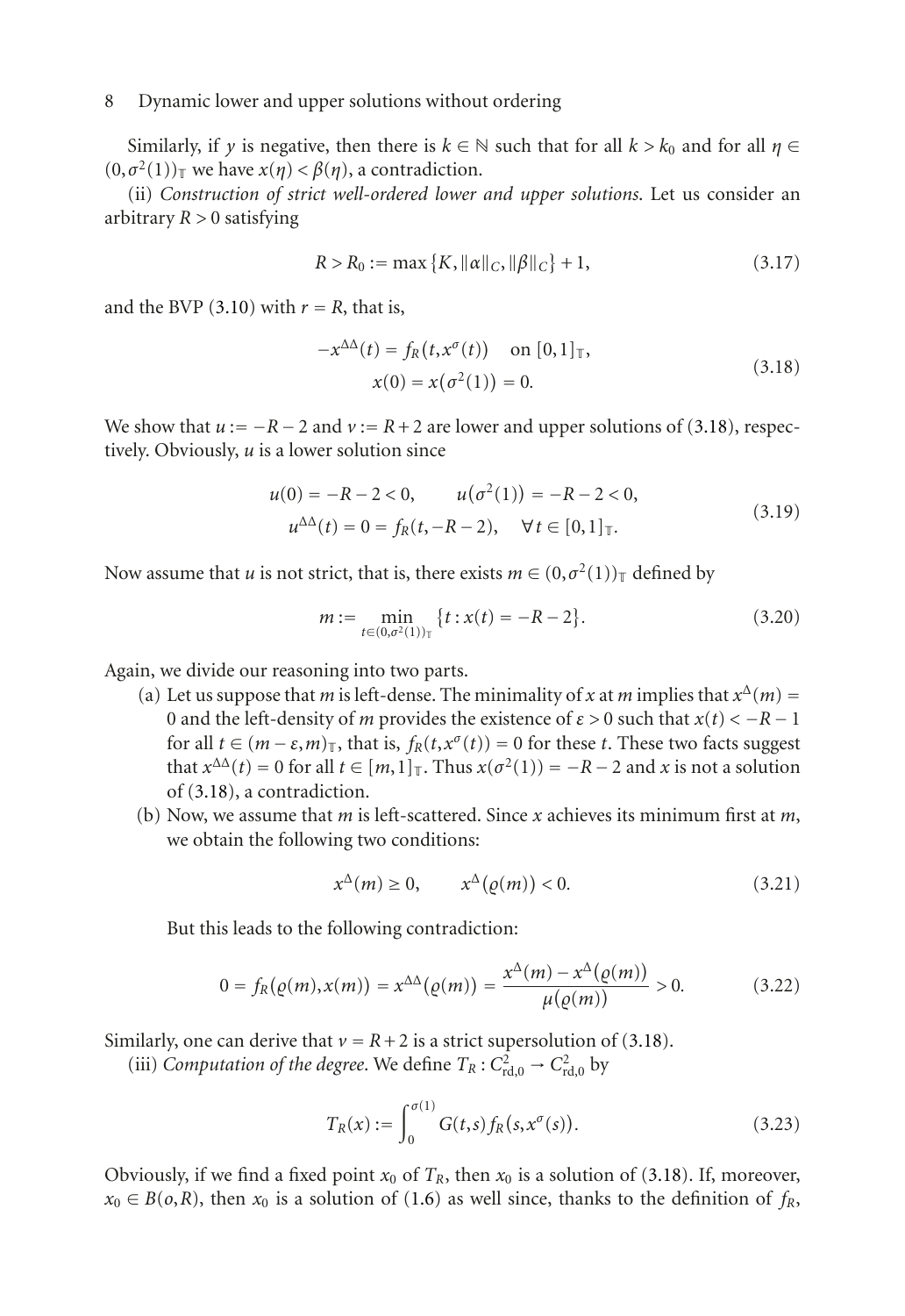Similarly, if $y$ is negative, then there is $k \in \mathbb{N}$ such that for all $k > k_0$ and for all $\eta \in (0, \sigma^2(1))_{\mathbb{T}}$ we have $x(\eta) < \beta(\eta)$, a contradiction.

(ii) *Construction of strict well-ordered lower and upper solutions*. Let us consider an arbitrary $R > 0$ satisfying

$$R > R_0 := \max\{K, \|\alpha\|_C, \|\beta\|_C\} + 1, \tag{3.17}$$

and the BVP (3.10) with $r = R$, that is,

$$\begin{gathered} -x^{\Delta\Delta}(t) = f_R(t, x^\sigma(t)) \quad \text{on } [0,1]_{\mathbb{T}}, \\ x(0) = x(\sigma^2(1)) = 0. \end{gathered} \tag{3.18}$$

We show that $u := -R-2$ and $v := R+2$ are lower and upper solutions of (3.18), respectively. Obviously, $u$ is a lower solution since

$$\begin{gathered} u(0) = -R-2 < 0, \qquad u(\sigma^2(1)) = -R-2 < 0, \\ u^{\Delta\Delta}(t) = 0 = f_R(t, -R-2), \quad \forall t \in [0,1]_{\mathbb{T}}. \end{gathered} \tag{3.19}$$

Now assume that $u$ is not strict, that is, there exists $m \in (0, \sigma^2(1))_{\mathbb{T}}$ defined by

$$m := \min_{t \in (0, \sigma^2(1))_{\mathbb{T}}} \{t : x(t) = -R-2\}. \tag{3.20}$$

Again, we divide our reasoning into two parts.

(a) Let us suppose that $m$ is left-dense. The minimality of $x$ at $m$ implies that $x^\Delta(m) = 0$ and the left-density of $m$ provides the existence of $\varepsilon > 0$ such that $x(t) < -R-1$ for all $t \in (m-\varepsilon, m)_{\mathbb{T}}$, that is, $f_R(t, x^\sigma(t)) = 0$ for these $t$. These two facts suggest that $x^{\Delta\Delta}(t) = 0$ for all $t \in [m,1]_{\mathbb{T}}$. Thus $x(\sigma^2(1)) = -R-2$ and $x$ is not a solution of (3.18), a contradiction.

(b) Now, we assume that $m$ is left-scattered. Since $x$ achieves its minimum first at $m$, we obtain the following two conditions:

$$x^\Delta(m) \geq 0, \qquad x^\Delta(\varrho(m)) < 0. \tag{3.21}$$

But this leads to the following contradiction:

$$0 = f_R(\varrho(m), x(m)) = x^{\Delta\Delta}(\varrho(m)) = \frac{x^\Delta(m) - x^\Delta(\varrho(m))}{\mu(\varrho(m))} > 0. \tag{3.22}$$

Similarly, one can derive that $v = R+2$ is a strict supersolution of (3.18).

(iii) *Computation of the degree*. We define $T_R : C^2_{\text{rd},0} \to C^2_{\text{rd},0}$ by

$$T_R(x) := \int_0^{\sigma(1)} G(t,s) f_R(s, x^\sigma(s)). \tag{3.23}$$

Obviously, if we find a fixed point $x_0$ of $T_R$, then $x_0$ is a solution of (3.18). If, moreover, $x_0 \in B(o, R)$, then $x_0$ is a solution of (1.6) as well since, thanks to the definition of $f_R$,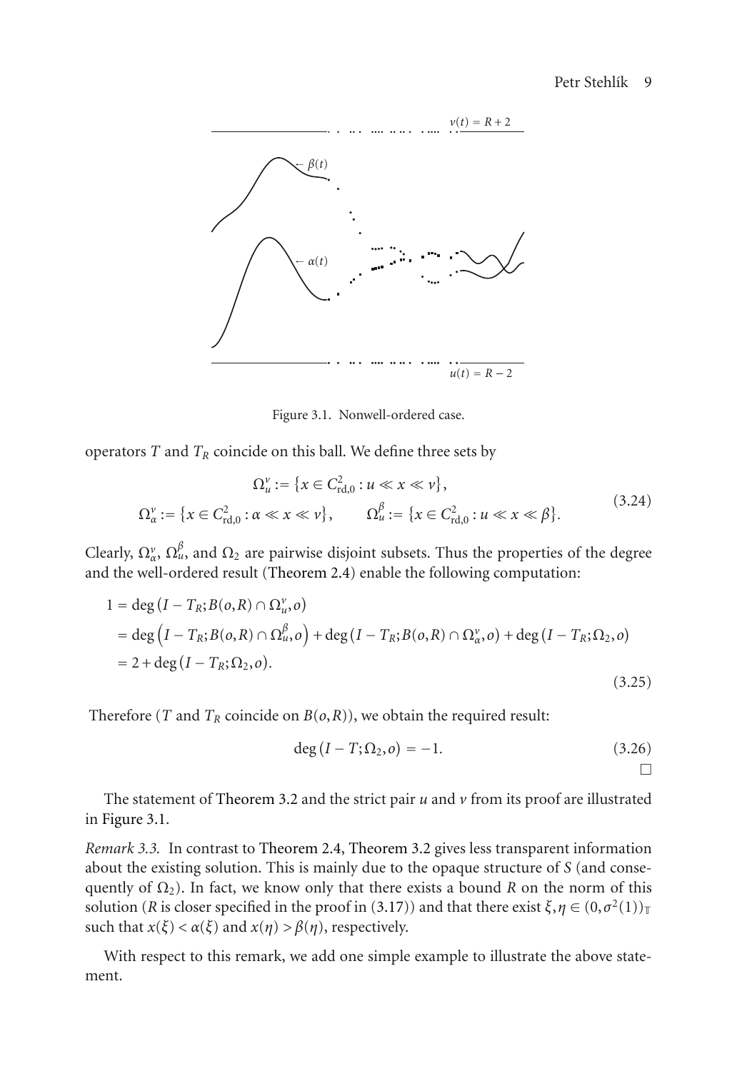Figure 3.1. Nonwell-ordered case.

operators $T$ and $T_R$ coincide on this ball. We define three sets by

$$\Omega_u^v := \{x \in C_{\text{rd},0}^2 : u \ll x \ll v\},$$
$$\Omega_\alpha^v := \{x \in C_{\text{rd},0}^2 : \alpha \ll x \ll v\}, \qquad \Omega_u^\beta := \{x \in C_{\text{rd},0}^2 : u \ll x \ll \beta\}. \tag{3.24}$$

Clearly, $\Omega_\alpha^v$, $\Omega_u^\beta$, and $\Omega_2$ are pairwise disjoint subsets. Thus the properties of the degree and the well-ordered result (Theorem 2.4) enable the following computation:

$$\begin{aligned}
1 &= \deg\left(I - T_R; B(o,R) \cap \Omega_u^v, o\right) \\
&= \deg\left(I - T_R; B(o,R) \cap \Omega_u^\beta, o\right) + \deg\left(I - T_R; B(o,R) \cap \Omega_\alpha^v, o\right) + \deg\left(I - T_R; \Omega_2, o\right) \\
&= 2 + \deg\left(I - T_R; \Omega_2, o\right).
\end{aligned} \tag{3.25}$$

Therefore ($T$ and $T_R$ coincide on $B(o,R)$), we obtain the required result:

$$\deg\left(I - T; \Omega_2, o\right) = -1. \tag{3.26}$$

□

The statement of Theorem 3.2 and the strict pair $u$ and $v$ from its proof are illustrated in Figure 3.1.

*Remark 3.3.* In contrast to Theorem 2.4, Theorem 3.2 gives less transparent information about the existing solution. This is mainly due to the opaque structure of $S$ (and consequently of $\Omega_2$). In fact, we know only that there exists a bound $R$ on the norm of this solution ($R$ is closer specified in the proof in (3.17)) and that there exist $\xi, \eta \in (0, \sigma^2(1))_{\mathbb{T}}$ such that $x(\xi) < \alpha(\xi)$ and $x(\eta) > \beta(\eta)$, respectively.

With respect to this remark, we add one simple example to illustrate the above statement.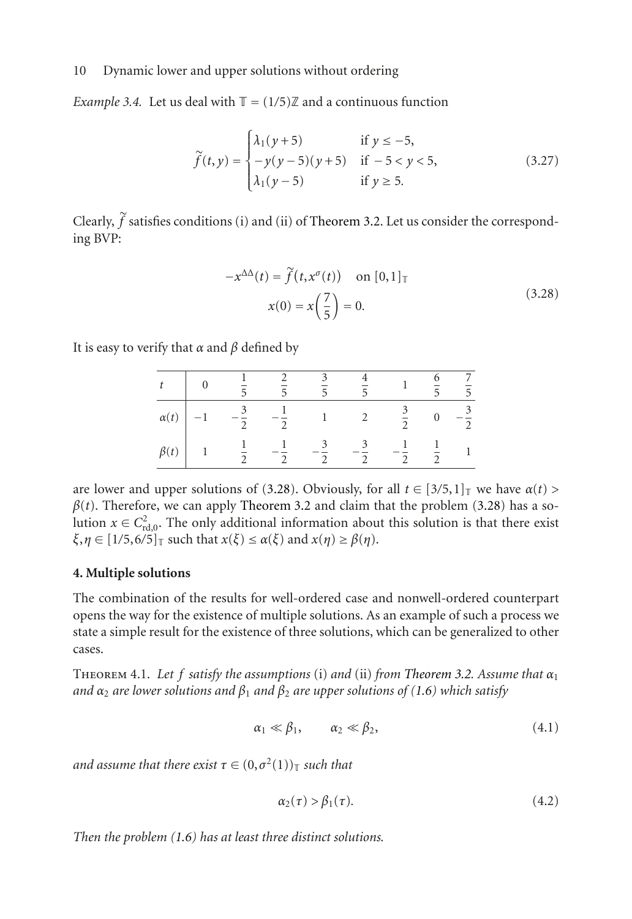*Example 3.4.* Let us deal with $\mathbb{T} = (1/5)\mathbb{Z}$ and a continuous function

$$\widetilde{f}(t,y) = \begin{cases} \lambda_1(y+5) & \text{if } y \le -5, \\ -y(y-5)(y+5) & \text{if } -5 < y < 5, \\ \lambda_1(y-5) & \text{if } y \ge 5. \end{cases} \tag{3.27}$$

Clearly, $\widetilde{f}$ satisfies conditions (i) and (ii) of Theorem 3.2. Let us consider the corresponding BVP:

$$\begin{gathered} -x^{\Delta\Delta}(t) = \widetilde{f}(t, x^{\sigma}(t)) \quad \text{on } [0,1]_{\mathbb{T}} \\ x(0) = x\left(\frac{7}{5}\right) = 0. \end{gathered} \tag{3.28}$$

It is easy to verify that $\alpha$ and $\beta$ defined by

| $t$ | $0$ | $\frac{1}{5}$ | $\frac{2}{5}$ | $\frac{3}{5}$ | $\frac{4}{5}$ | $1$ | $\frac{6}{5}$ | $\frac{7}{5}$ |
|---|---|---|---|---|---|---|---|---|
| $\alpha(t)$ | $-1$ | $-\frac{3}{2}$ | $-\frac{1}{2}$ | $1$ | $2$ | $\frac{3}{2}$ | $0$ | $-\frac{3}{2}$ |
| $\beta(t)$ | $1$ | $\frac{1}{2}$ | $-\frac{1}{2}$ | $-\frac{3}{2}$ | $-\frac{3}{2}$ | $-\frac{1}{2}$ | $\frac{1}{2}$ | $1$ |

are lower and upper solutions of (3.28). Obviously, for all $t \in [3/5, 1]_{\mathbb{T}}$ we have $\alpha(t) > \beta(t)$. Therefore, we can apply Theorem 3.2 and claim that the problem (3.28) has a solution $x \in C^2_{\text{rd},0}$. The only additional information about this solution is that there exist $\xi, \eta \in [1/5, 6/5]_{\mathbb{T}}$ such that $x(\xi) \le \alpha(\xi)$ and $x(\eta) \ge \beta(\eta)$.

## 4. Multiple solutions

The combination of the results for well-ordered case and nonwell-ordered counterpart opens the way for the existence of multiple solutions. As an example of such a process we state a simple result for the existence of three solutions, which can be generalized to other cases.

THEOREM 4.1. *Let $f$ satisfy the assumptions* (i) *and* (ii) *from Theorem 3.2. Assume that $\alpha_1$ and $\alpha_2$ are lower solutions and $\beta_1$ and $\beta_2$ are upper solutions of (1.6) which satisfy*

$$\alpha_1 \ll \beta_1, \qquad \alpha_2 \ll \beta_2, \tag{4.1}$$

*and assume that there exist $\tau \in (0, \sigma^2(1))_{\mathbb{T}}$ such that*

$$\alpha_2(\tau) > \beta_1(\tau). \tag{4.2}$$

*Then the problem (1.6) has at least three distinct solutions.*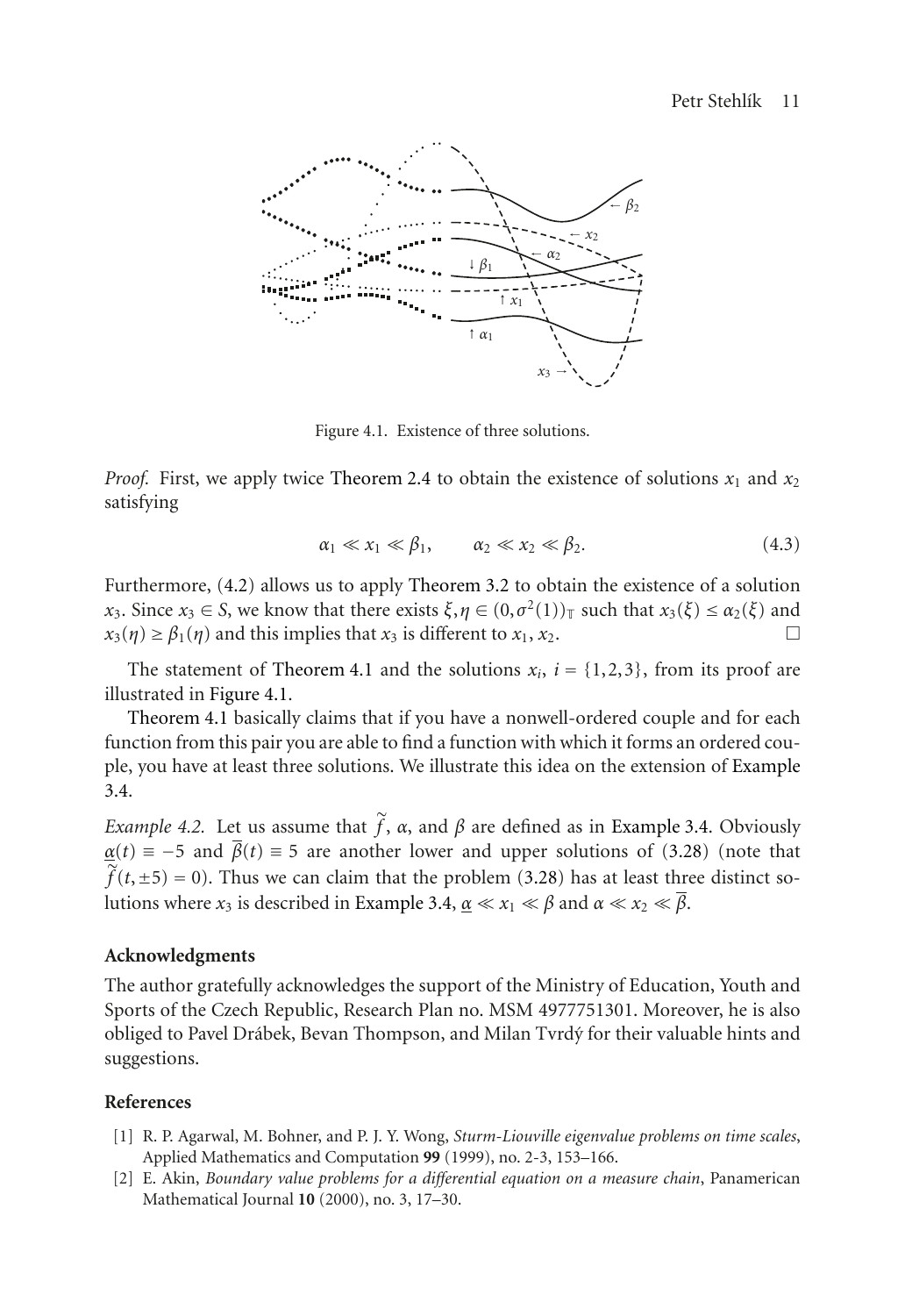Figure 4.1. Existence of three solutions.

*Proof.* First, we apply twice Theorem 2.4 to obtain the existence of solutions $x_1$ and $x_2$ satisfying

$$\alpha_1 \ll x_1 \ll \beta_1, \qquad \alpha_2 \ll x_2 \ll \beta_2. \tag{4.3}$$

Furthermore, (4.2) allows us to apply Theorem 3.2 to obtain the existence of a solution $x_3$. Since $x_3 \in S$, we know that there exists $\xi, \eta \in (0, \sigma^2(1))_{\mathbb{T}}$ such that $x_3(\xi) \leq \alpha_2(\xi)$ and $x_3(\eta) \geq \beta_1(\eta)$ and this implies that $x_3$ is different to $x_1, x_2$. □

The statement of Theorem 4.1 and the solutions $x_i$, $i = \{1,2,3\}$, from its proof are illustrated in Figure 4.1.

Theorem 4.1 basically claims that if you have a nonwell-ordered couple and for each function from this pair you are able to find a function with which it forms an ordered couple, you have at least three solutions. We illustrate this idea on the extension of Example 3.4.

*Example 4.2.* Let us assume that $\tilde{f}$, $\alpha$, and $\beta$ are defined as in Example 3.4. Obviously $\underline{\alpha}(t) \equiv -5$ and $\overline{\beta}(t) \equiv 5$ are another lower and upper solutions of (3.28) (note that $\tilde{f}(t, \pm 5) = 0$). Thus we can claim that the problem (3.28) has at least three distinct solutions where $x_3$ is described in Example 3.4, $\underline{\alpha} \ll x_1 \ll \beta$ and $\alpha \ll x_2 \ll \overline{\beta}$.

## Acknowledgments

The author gratefully acknowledges the support of the Ministry of Education, Youth and Sports of the Czech Republic, Research Plan no. MSM 4977751301. Moreover, he is also obliged to Pavel Drábek, Bevan Thompson, and Milan Tvrdý for their valuable hints and suggestions.

## References

[1] R. P. Agarwal, M. Bohner, and P. J. Y. Wong, *Sturm-Liouville eigenvalue problems on time scales*, Applied Mathematics and Computation **99** (1999), no. 2-3, 153–166.

[2] E. Akin, *Boundary value problems for a differential equation on a measure chain*, Panamerican Mathematical Journal **10** (2000), no. 3, 17–30.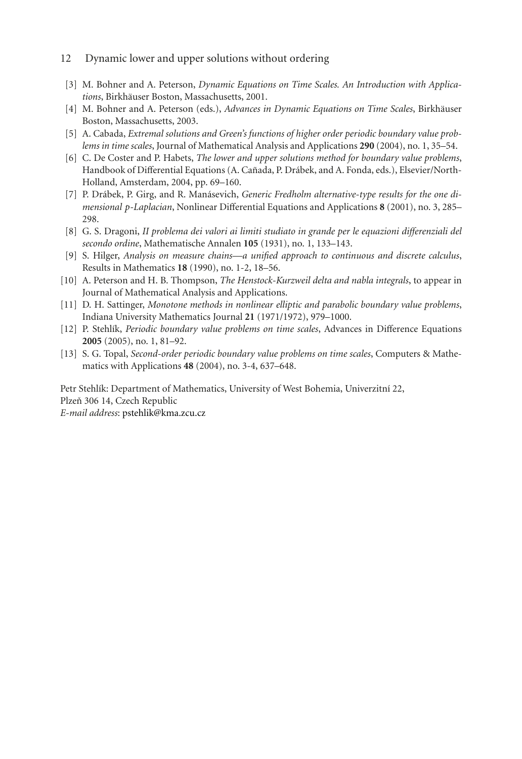[3] M. Bohner and A. Peterson, *Dynamic Equations on Time Scales. An Introduction with Applications*, Birkhäuser Boston, Massachusetts, 2001.

[4] M. Bohner and A. Peterson (eds.), *Advances in Dynamic Equations on Time Scales*, Birkhäuser Boston, Massachusetts, 2003.

[5] A. Cabada, *Extremal solutions and Green's functions of higher order periodic boundary value problems in time scales*, Journal of Mathematical Analysis and Applications **290** (2004), no. 1, 35–54.

[6] C. De Coster and P. Habets, *The lower and upper solutions method for boundary value problems*, Handbook of Differential Equations (A. Cañada, P. Drábek, and A. Fonda, eds.), Elsevier/North-Holland, Amsterdam, 2004, pp. 69–160.

[7] P. Drábek, P. Girg, and R. Manásevich, *Generic Fredholm alternative-type results for the one dimensional p-Laplacian*, Nonlinear Differential Equations and Applications **8** (2001), no. 3, 285–298.

[8] G. S. Dragoni, *II problema dei valori ai limiti studiato in grande per le equazioni differenziali del secondo ordine*, Mathematische Annalen **105** (1931), no. 1, 133–143.

[9] S. Hilger, *Analysis on measure chains—a unified approach to continuous and discrete calculus*, Results in Mathematics **18** (1990), no. 1-2, 18–56.

[10] A. Peterson and H. B. Thompson, *The Henstock-Kurzweil delta and nabla integrals*, to appear in Journal of Mathematical Analysis and Applications.

[11] D. H. Sattinger, *Monotone methods in nonlinear elliptic and parabolic boundary value problems*, Indiana University Mathematics Journal **21** (1971/1972), 979–1000.

[12] P. Stehlík, *Periodic boundary value problems on time scales*, Advances in Difference Equations **2005** (2005), no. 1, 81–92.

[13] S. G. Topal, *Second-order periodic boundary value problems on time scales*, Computers & Mathematics with Applications **48** (2004), no. 3-4, 637–648.

Petr Stehlík: Department of Mathematics, University of West Bohemia, Univerzitní 22, Plzeň 306 14, Czech Republic

*E-mail address*: pstehlik@kma.zcu.cz